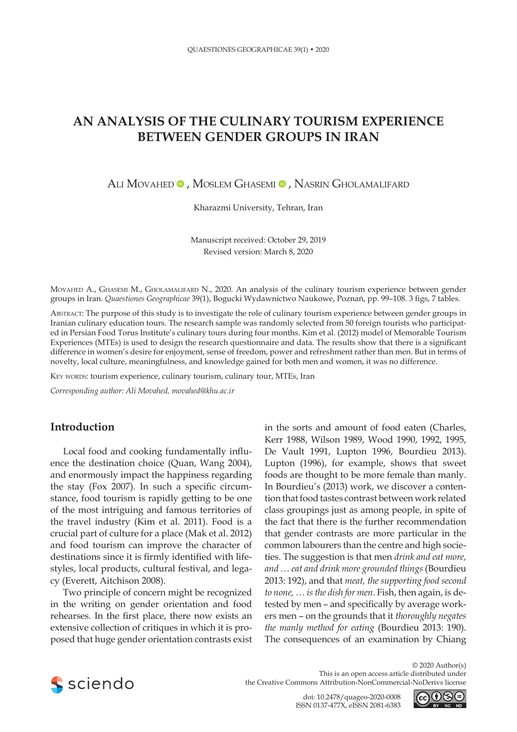# AN ANALYSIS OF THE CULINARY TOURISM EXPERIENCE BETWEEN GENDER GROUPS IN IRAN

Ali Movahed, Moslem Ghasemi, Nasrin Gholamalifard

Kharazmi University, Tehran, Iran

Manuscript received: October 29, 2019
Revised version: March 8, 2020

Movahed A., Ghasemi M., Gholamalifard N., 2020. An analysis of the culinary tourism experience between gender groups in Iran. *Quaestiones Geographicae* 39(1), Bogucki Wydawnictwo Naukowe, Poznań, pp. 99–108. 3 figs, 7 tables.

Abstract: The purpose of this study is to investigate the role of culinary tourism experience between gender groups in Iranian culinary education tours. The research sample was randomly selected from 50 foreign tourists who participated in Persian Food Torus Institute's culinary tours during four months. Kim et al. (2012) model of Memorable Tourism Experiences (MTEs) is used to design the research questionnaire and data. The results show that there is a significant difference in women's desire for enjoyment, sense of freedom, power and refreshment rather than men. But in terms of novelty, local culture, meaningfulness, and knowledge gained for both men and women, it was no difference.

Key words: tourism experience, culinary tourism, culinary tour, MTEs, Iran

*Corresponding author: Ali Movahed, movahed@khu.ac.ir*

## Introduction

Local food and cooking fundamentally influence the destination choice (Quan, Wang 2004), and enormously impact the happiness regarding the stay (Fox 2007). In such a specific circumstance, food tourism is rapidly getting to be one of the most intriguing and famous territories of the travel industry (Kim et al. 2011). Food is a crucial part of culture for a place (Mak et al. 2012) and food tourism can improve the character of destinations since it is firmly identified with lifestyles, local products, cultural festival, and legacy (Everett, Aitchison 2008).

Two principle of concern might be recognized in the writing on gender orientation and food rehearses. In the first place, there now exists an extensive collection of critiques in which it is proposed that huge gender orientation contrasts exist in the sorts and amount of food eaten (Charles, Kerr 1988, Wilson 1989, Wood 1990, 1992, 1995, De Vault 1991, Lupton 1996, Bourdieu 2013). Lupton (1996), for example, shows that sweet foods are thought to be more female than manly. In Bourdieu's (2013) work, we discover a contention that food tastes contrast between work related class groupings just as among people, in spite of the fact that there is the further recommendation that gender contrasts are more particular in the common labourers than the centre and high societies. The suggestion is that men *drink and eat more, and … eat and drink more grounded things* (Bourdieu 2013: 192), and that *meat, the supporting food second to none, … is the dish for men*. Fish, then again, is detested by men – and specifically by average workers men – on the grounds that it *thoroughly negates the manly method for eating* (Bourdieu 2013: 190). The consequences of an examination by Chiang

© 2020 Author(s)
This is an open access article distributed under
the Creative Commons Attribution-NonCommercial-NoDerivs license

doi: 10.2478/quageo-2020-0008
ISSN 0137-477X, eISSN 2081-6383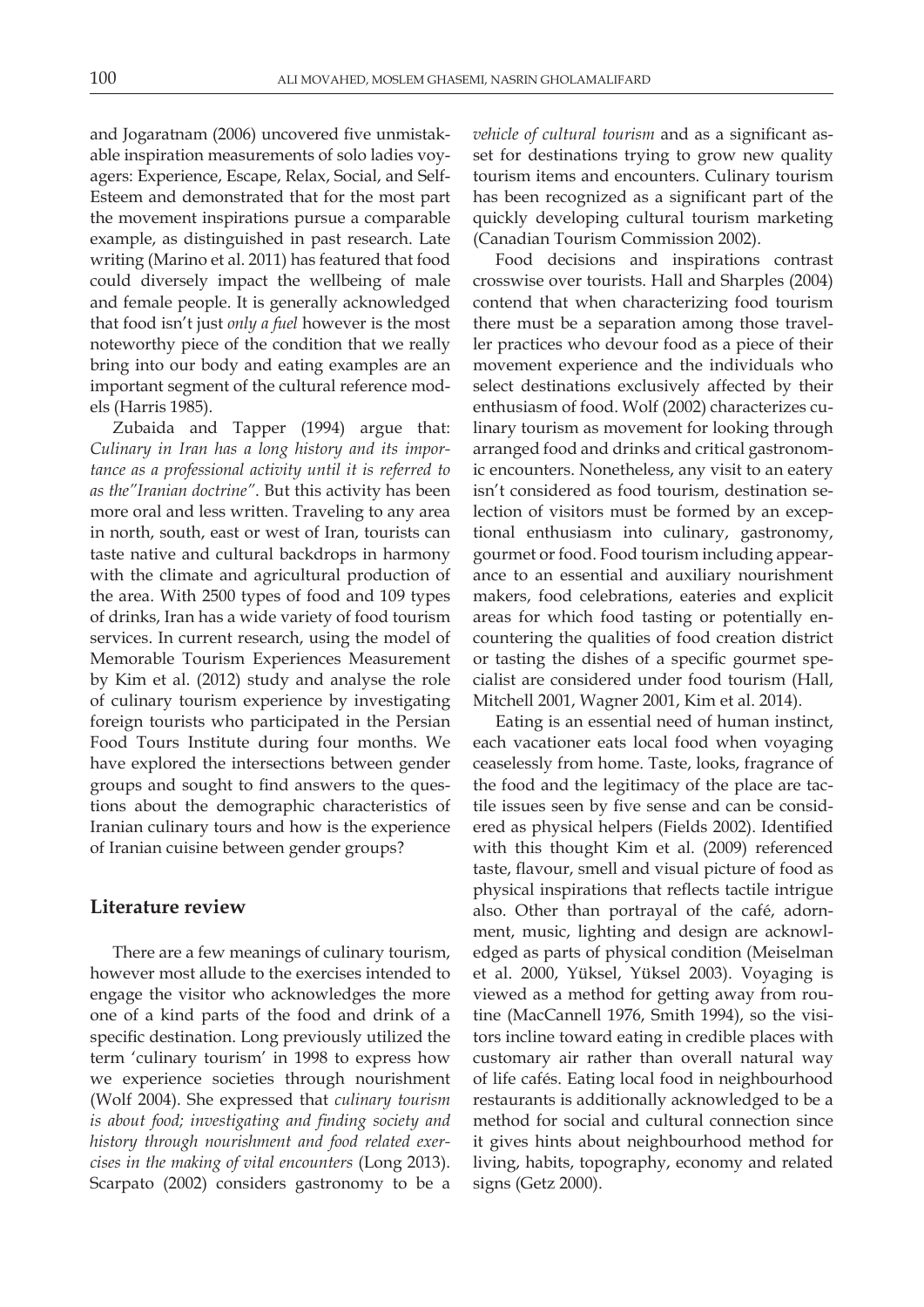and Jogaratnam (2006) uncovered five unmistakable inspiration measurements of solo ladies voyagers: Experience, Escape, Relax, Social, and Self-Esteem and demonstrated that for the most part the movement inspirations pursue a comparable example, as distinguished in past research. Late writing (Marino et al. 2011) has featured that food could diversely impact the wellbeing of male and female people. It is generally acknowledged that food isn't just *only a fuel* however is the most noteworthy piece of the condition that we really bring into our body and eating examples are an important segment of the cultural reference models (Harris 1985).

Zubaida and Tapper (1994) argue that: *Culinary in Iran has a long history and its importance as a professional activity until it is referred to as the"Iranian doctrine"*. But this activity has been more oral and less written. Traveling to any area in north, south, east or west of Iran, tourists can taste native and cultural backdrops in harmony with the climate and agricultural production of the area. With 2500 types of food and 109 types of drinks, Iran has a wide variety of food tourism services. In current research, using the model of Memorable Tourism Experiences Measurement by Kim et al. (2012) study and analyse the role of culinary tourism experience by investigating foreign tourists who participated in the Persian Food Tours Institute during four months. We have explored the intersections between gender groups and sought to find answers to the questions about the demographic characteristics of Iranian culinary tours and how is the experience of Iranian cuisine between gender groups?

## Literature review

There are a few meanings of culinary tourism, however most allude to the exercises intended to engage the visitor who acknowledges the more one of a kind parts of the food and drink of a specific destination. Long previously utilized the term 'culinary tourism' in 1998 to express how we experience societies through nourishment (Wolf 2004). She expressed that *culinary tourism is about food; investigating and finding society and history through nourishment and food related exercises in the making of vital encounters* (Long 2013). Scarpato (2002) considers gastronomy to be a *vehicle of cultural tourism* and as a significant asset for destinations trying to grow new quality tourism items and encounters. Culinary tourism has been recognized as a significant part of the quickly developing cultural tourism marketing (Canadian Tourism Commission 2002).

Food decisions and inspirations contrast crosswise over tourists. Hall and Sharples (2004) contend that when characterizing food tourism there must be a separation among those traveller practices who devour food as a piece of their movement experience and the individuals who select destinations exclusively affected by their enthusiasm of food. Wolf (2002) characterizes culinary tourism as movement for looking through arranged food and drinks and critical gastronomic encounters. Nonetheless, any visit to an eatery isn't considered as food tourism, destination selection of visitors must be formed by an exceptional enthusiasm into culinary, gastronomy, gourmet or food. Food tourism including appearance to an essential and auxiliary nourishment makers, food celebrations, eateries and explicit areas for which food tasting or potentially encountering the qualities of food creation district or tasting the dishes of a specific gourmet specialist are considered under food tourism (Hall, Mitchell 2001, Wagner 2001, Kim et al. 2014).

Eating is an essential need of human instinct, each vacationer eats local food when voyaging ceaselessly from home. Taste, looks, fragrance of the food and the legitimacy of the place are tactile issues seen by five sense and can be considered as physical helpers (Fields 2002). Identified with this thought Kim et al. (2009) referenced taste, flavour, smell and visual picture of food as physical inspirations that reflects tactile intrigue also. Other than portrayal of the café, adornment, music, lighting and design are acknowledged as parts of physical condition (Meiselman et al. 2000, Yüksel, Yüksel 2003). Voyaging is viewed as a method for getting away from routine (MacCannell 1976, Smith 1994), so the visitors incline toward eating in credible places with customary air rather than overall natural way of life cafés. Eating local food in neighbourhood restaurants is additionally acknowledged to be a method for social and cultural connection since it gives hints about neighbourhood method for living, habits, topography, economy and related signs (Getz 2000).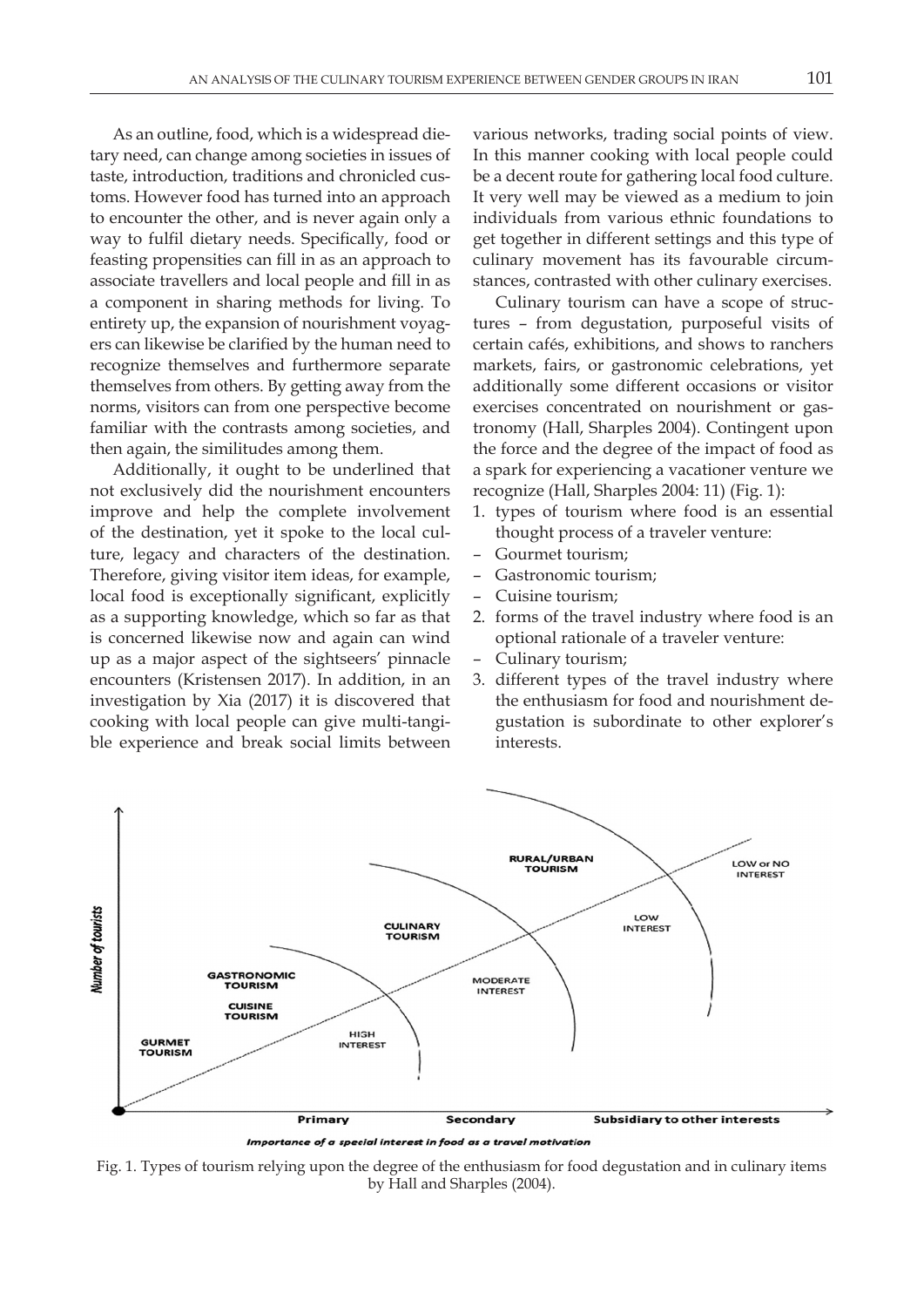As an outline, food, which is a widespread dietary need, can change among societies in issues of taste, introduction, traditions and chronicled customs. However food has turned into an approach to encounter the other, and is never again only a way to fulfil dietary needs. Specifically, food or feasting propensities can fill in as an approach to associate travellers and local people and fill in as a component in sharing methods for living. To entirety up, the expansion of nourishment voyagers can likewise be clarified by the human need to recognize themselves and furthermore separate themselves from others. By getting away from the norms, visitors can from one perspective become familiar with the contrasts among societies, and then again, the similitudes among them.

Additionally, it ought to be underlined that not exclusively did the nourishment encounters improve and help the complete involvement of the destination, yet it spoke to the local culture, legacy and characters of the destination. Therefore, giving visitor item ideas, for example, local food is exceptionally significant, explicitly as a supporting knowledge, which so far as that is concerned likewise now and again can wind up as a major aspect of the sightseers' pinnacle encounters (Kristensen 2017). In addition, in an investigation by Xia (2017) it is discovered that cooking with local people can give multi-tangible experience and break social limits between various networks, trading social points of view. In this manner cooking with local people could be a decent route for gathering local food culture. It very well may be viewed as a medium to join individuals from various ethnic foundations to get together in different settings and this type of culinary movement has its favourable circumstances, contrasted with other culinary exercises.

Culinary tourism can have a scope of structures – from degustation, purposeful visits of certain cafés, exhibitions, and shows to ranchers markets, fairs, or gastronomic celebrations, yet additionally some different occasions or visitor exercises concentrated on nourishment or gastronomy (Hall, Sharples 2004). Contingent upon the force and the degree of the impact of food as a spark for experiencing a vacationer venture we recognize (Hall, Sharples 2004: 11) (Fig. 1):

1. types of tourism where food is an essential thought process of a traveler venture:
   - Gourmet tourism;
   - Gastronomic tourism;
   - Cuisine tourism;
2. forms of the travel industry where food is an optional rationale of a traveler venture:
   - Culinary tourism;
3. different types of the travel industry where the enthusiasm for food and nourishment degustation is subordinate to other explorer's interests.

Fig. 1. Types of tourism relying upon the degree of the enthusiasm for food degustation and in culinary items by Hall and Sharples (2004).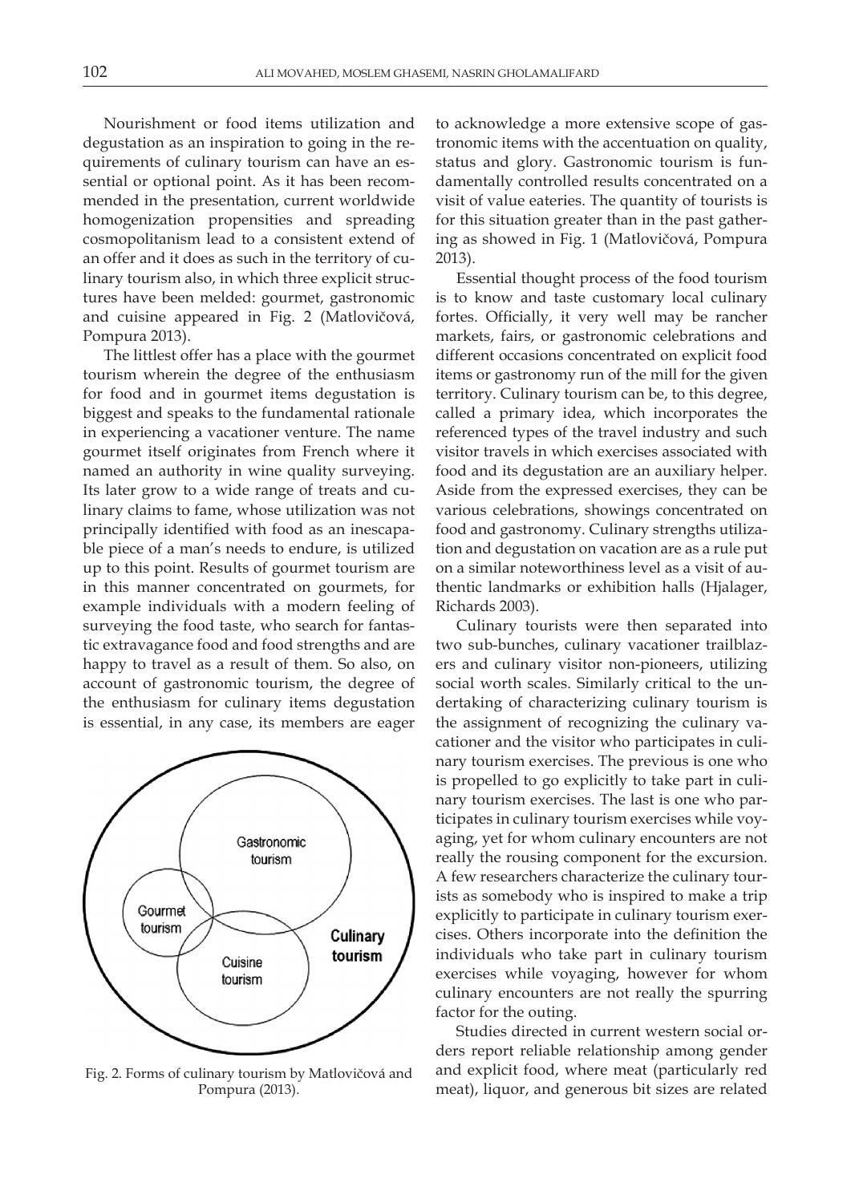Nourishment or food items utilization and degustation as an inspiration to going in the requirements of culinary tourism can have an essential or optional point. As it has been recommended in the presentation, current worldwide homogenization propensities and spreading cosmopolitanism lead to a consistent extend of an offer and it does as such in the territory of culinary tourism also, in which three explicit structures have been melded: gourmet, gastronomic and cuisine appeared in Fig. 2 (Matlovičová, Pompura 2013).

The littlest offer has a place with the gourmet tourism wherein the degree of the enthusiasm for food and in gourmet items degustation is biggest and speaks to the fundamental rationale in experiencing a vacationer venture. The name gourmet itself originates from French where it named an authority in wine quality surveying. Its later grow to a wide range of treats and culinary claims to fame, whose utilization was not principally identified with food as an inescapable piece of a man's needs to endure, is utilized up to this point. Results of gourmet tourism are in this manner concentrated on gourmets, for example individuals with a modern feeling of surveying the food taste, who search for fantastic extravagance food and food strengths and are happy to travel as a result of them. So also, on account of gastronomic tourism, the degree of the enthusiasm for culinary items degustation is essential, in any case, its members are eager

Fig. 2. Forms of culinary tourism by Matlovičová and Pompura (2013).

to acknowledge a more extensive scope of gastronomic items with the accentuation on quality, status and glory. Gastronomic tourism is fundamentally controlled results concentrated on a visit of value eateries. The quantity of tourists is for this situation greater than in the past gathering as showed in Fig. 1 (Matlovičová, Pompura 2013).

Essential thought process of the food tourism is to know and taste customary local culinary fortes. Officially, it very well may be rancher markets, fairs, or gastronomic celebrations and different occasions concentrated on explicit food items or gastronomy run of the mill for the given territory. Culinary tourism can be, to this degree, called a primary idea, which incorporates the referenced types of the travel industry and such visitor travels in which exercises associated with food and its degustation are an auxiliary helper. Aside from the expressed exercises, they can be various celebrations, showings concentrated on food and gastronomy. Culinary strengths utilization and degustation on vacation are as a rule put on a similar noteworthiness level as a visit of authentic landmarks or exhibition halls (Hjalager, Richards 2003).

Culinary tourists were then separated into two sub-bunches, culinary vacationer trailblazers and culinary visitor non-pioneers, utilizing social worth scales. Similarly critical to the undertaking of characterizing culinary tourism is the assignment of recognizing the culinary vacationer and the visitor who participates in culinary tourism exercises. The previous is one who is propelled to go explicitly to take part in culinary tourism exercises. The last is one who participates in culinary tourism exercises while voyaging, yet for whom culinary encounters are not really the rousing component for the excursion. A few researchers characterize the culinary tourists as somebody who is inspired to make a trip explicitly to participate in culinary tourism exercises. Others incorporate into the definition the individuals who take part in culinary tourism exercises while voyaging, however for whom culinary encounters are not really the spurring factor for the outing.

Studies directed in current western social orders report reliable relationship among gender and explicit food, where meat (particularly red meat), liquor, and generous bit sizes are related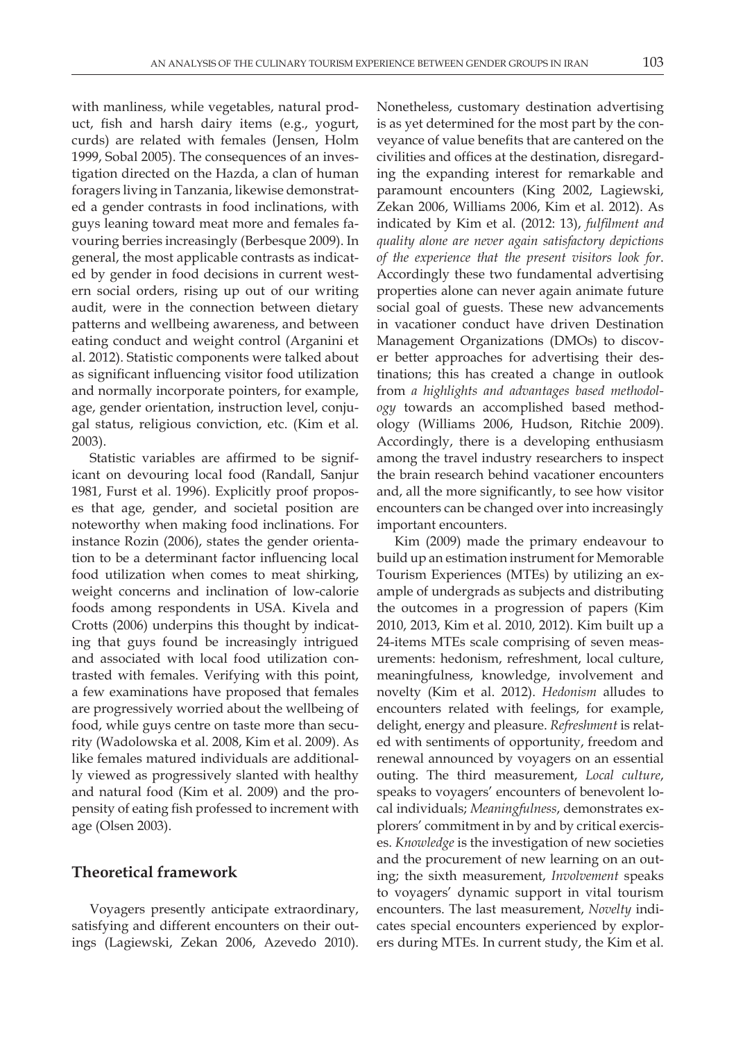with manliness, while vegetables, natural product, fish and harsh dairy items (e.g., yogurt, curds) are related with females (Jensen, Holm 1999, Sobal 2005). The consequences of an investigation directed on the Hazda, a clan of human foragers living in Tanzania, likewise demonstrated a gender contrasts in food inclinations, with guys leaning toward meat more and females favouring berries increasingly (Berbesque 2009). In general, the most applicable contrasts as indicated by gender in food decisions in current western social orders, rising up out of our writing audit, were in the connection between dietary patterns and wellbeing awareness, and between eating conduct and weight control (Arganini et al. 2012). Statistic components were talked about as significant influencing visitor food utilization and normally incorporate pointers, for example, age, gender orientation, instruction level, conjugal status, religious conviction, etc. (Kim et al. 2003).

Statistic variables are affirmed to be significant on devouring local food (Randall, Sanjur 1981, Furst et al. 1996). Explicitly proof proposes that age, gender, and societal position are noteworthy when making food inclinations. For instance Rozin (2006), states the gender orientation to be a determinant factor influencing local food utilization when comes to meat shirking, weight concerns and inclination of low-calorie foods among respondents in USA. Kivela and Crotts (2006) underpins this thought by indicating that guys found be increasingly intrigued and associated with local food utilization contrasted with females. Verifying with this point, a few examinations have proposed that females are progressively worried about the wellbeing of food, while guys centre on taste more than security (Wadolowska et al. 2008, Kim et al. 2009). As like females matured individuals are additionally viewed as progressively slanted with healthy and natural food (Kim et al. 2009) and the propensity of eating fish professed to increment with age (Olsen 2003).

## Theoretical framework

Voyagers presently anticipate extraordinary, satisfying and different encounters on their outings (Lagiewski, Zekan 2006, Azevedo 2010). Nonetheless, customary destination advertising is as yet determined for the most part by the conveyance of value benefits that are cantered on the civilities and offices at the destination, disregarding the expanding interest for remarkable and paramount encounters (King 2002, Lagiewski, Zekan 2006, Williams 2006, Kim et al. 2012). As indicated by Kim et al. (2012: 13), *fulfilment and quality alone are never again satisfactory depictions of the experience that the present visitors look for*. Accordingly these two fundamental advertising properties alone can never again animate future social goal of guests. These new advancements in vacationer conduct have driven Destination Management Organizations (DMOs) to discover better approaches for advertising their destinations; this has created a change in outlook from *a highlights and advantages based methodology* towards an accomplished based methodology (Williams 2006, Hudson, Ritchie 2009). Accordingly, there is a developing enthusiasm among the travel industry researchers to inspect the brain research behind vacationer encounters and, all the more significantly, to see how visitor encounters can be changed over into increasingly important encounters.

Kim (2009) made the primary endeavour to build up an estimation instrument for Memorable Tourism Experiences (MTEs) by utilizing an example of undergrads as subjects and distributing the outcomes in a progression of papers (Kim 2010, 2013, Kim et al. 2010, 2012). Kim built up a 24-items MTEs scale comprising of seven measurements: hedonism, refreshment, local culture, meaningfulness, knowledge, involvement and novelty (Kim et al. 2012). *Hedonism* alludes to encounters related with feelings, for example, delight, energy and pleasure. *Refreshment* is related with sentiments of opportunity, freedom and renewal announced by voyagers on an essential outing. The third measurement, *Local culture*, speaks to voyagers' encounters of benevolent local individuals; *Meaningfulness*, demonstrates explorers' commitment in by and by critical exercises. *Knowledge* is the investigation of new societies and the procurement of new learning on an outing; the sixth measurement, *Involvement* speaks to voyagers' dynamic support in vital tourism encounters. The last measurement, *Novelty* indicates special encounters experienced by explorers during MTEs. In current study, the Kim et al.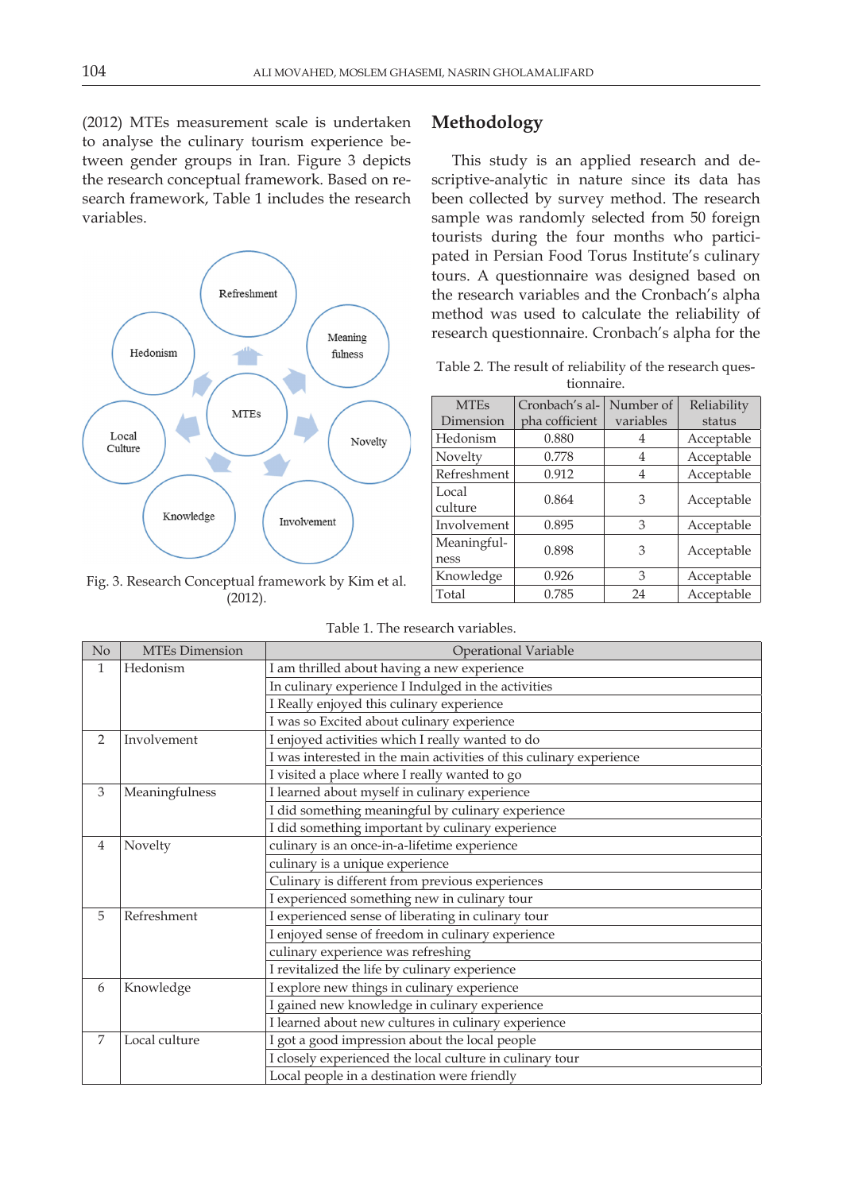(2012) MTEs measurement scale is undertaken to analyse the culinary tourism experience between gender groups in Iran. Figure 3 depicts the research conceptual framework. Based on research framework, Table 1 includes the research variables.

Fig. 3. Research Conceptual framework by Kim et al. (2012).

## Methodology

This study is an applied research and descriptive-analytic in nature since its data has been collected by survey method. The research sample was randomly selected from 50 foreign tourists during the four months who participated in Persian Food Torus Institute's culinary tours. A questionnaire was designed based on the research variables and the Cronbach's alpha method was used to calculate the reliability of research questionnaire. Cronbach's alpha for the

Table 2. The result of reliability of the research questionnaire.

| MTEs Dimension | Cronbach's alpha cofficient | Number of variables | Reliability status |
|---|---|---|---|
| Hedonism | 0.880 | 4 | Acceptable |
| Novelty | 0.778 | 4 | Acceptable |
| Refreshment | 0.912 | 4 | Acceptable |
| Local culture | 0.864 | 3 | Acceptable |
| Involvement | 0.895 | 3 | Acceptable |
| Meaningfulness | 0.898 | 3 | Acceptable |
| Knowledge | 0.926 | 3 | Acceptable |
| Total | 0.785 | 24 | Acceptable |

Table 1. The research variables.

| No | MTEs Dimension | Operational Variable |
|---|---|---|
| 1 | Hedonism | I am thrilled about having a new experience |
| | | In culinary experience I Indulged in the activities |
| | | I Really enjoyed this culinary experience |
| | | I was so Excited about culinary experience |
| 2 | Involvement | I enjoyed activities which I really wanted to do |
| | | I was interested in the main activities of this culinary experience |
| | | I visited a place where I really wanted to go |
| 3 | Meaningfulness | I learned about myself in culinary experience |
| | | I did something meaningful by culinary experience |
| | | I did something important by culinary experience |
| 4 | Novelty | culinary is an once-in-a-lifetime experience |
| | | culinary is a unique experience |
| | | Culinary is different from previous experiences |
| | | I experienced something new in culinary tour |
| 5 | Refreshment | I experienced sense of liberating in culinary tour |
| | | I enjoyed sense of freedom in culinary experience |
| | | culinary experience was refreshing |
| | | I revitalized the life by culinary experience |
| 6 | Knowledge | I explore new things in culinary experience |
| | | I gained new knowledge in culinary experience |
| | | I learned about new cultures in culinary experience |
| 7 | Local culture | I got a good impression about the local people |
| | | I closely experienced the local culture in culinary tour |
| | | Local people in a destination were friendly |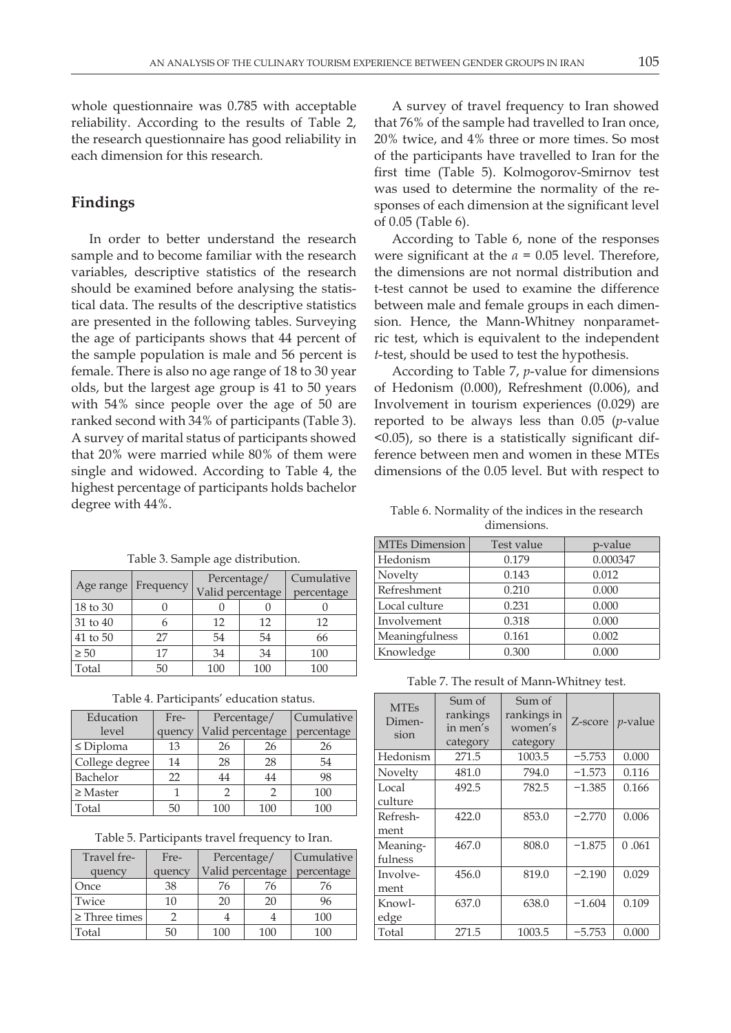whole questionnaire was 0.785 with acceptable reliability. According to the results of Table 2, the research questionnaire has good reliability in each dimension for this research.

## Findings

In order to better understand the research sample and to become familiar with the research variables, descriptive statistics of the research should be examined before analysing the statistical data. The results of the descriptive statistics are presented in the following tables. Surveying the age of participants shows that 44 percent of the sample population is male and 56 percent is female. There is also no age range of 18 to 30 year olds, but the largest age group is 41 to 50 years with 54% since people over the age of 50 are ranked second with 34% of participants (Table 3). A survey of marital status of participants showed that 20% were married while 80% of them were single and widowed. According to Table 4, the highest percentage of participants holds bachelor degree with 44%.

Table 3. Sample age distribution.

| Age range | Frequency | Percentage/ Valid percentage | | Cumulative percentage |
|---|---|---|---|---|
| 18 to 30 | 0 | 0 | 0 | 0 |
| 31 to 40 | 6 | 12 | 12 | 12 |
| 41 to 50 | 27 | 54 | 54 | 66 |
| ≥ 50 | 17 | 34 | 34 | 100 |
| Total | 50 | 100 | 100 | 100 |

Table 4. Participants' education status.

| Education level | Frequency | Percentage/ Valid percentage | | Cumulative percentage |
|---|---|---|---|---|
| ≤ Diploma | 13 | 26 | 26 | 26 |
| College degree | 14 | 28 | 28 | 54 |
| Bachelor | 22 | 44 | 44 | 98 |
| ≥ Master | 1 | 2 | 2 | 100 |
| Total | 50 | 100 | 100 | 100 |

Table 5. Participants travel frequency to Iran.

| Travel frequency | Frequency | Percentage/ Valid percentage | | Cumulative percentage |
|---|---|---|---|---|
| Once | 38 | 76 | 76 | 76 |
| Twice | 10 | 20 | 20 | 96 |
| ≥ Three times | 2 | 4 | 4 | 100 |
| Total | 50 | 100 | 100 | 100 |

A survey of travel frequency to Iran showed that 76% of the sample had travelled to Iran once, 20% twice, and 4% three or more times. So most of the participants have travelled to Iran for the first time (Table 5). Kolmogorov-Smirnov test was used to determine the normality of the responses of each dimension at the significant level of 0.05 (Table 6).

According to Table 6, none of the responses were significant at the $\alpha = 0.05$ level. Therefore, the dimensions are not normal distribution and t-test cannot be used to examine the difference between male and female groups in each dimension. Hence, the Mann-Whitney nonparametric test, which is equivalent to the independent *t*-test, should be used to test the hypothesis.

According to Table 7, *p*-value for dimensions of Hedonism (0.000), Refreshment (0.006), and Involvement in tourism experiences (0.029) are reported to be always less than 0.05 (*p*-value <0.05), so there is a statistically significant difference between men and women in these MTEs dimensions of the 0.05 level. But with respect to

Table 6. Normality of the indices in the research dimensions.

| MTEs Dimension | Test value | p-value |
|---|---|---|
| Hedonism | 0.179 | 0.000347 |
| Novelty | 0.143 | 0.012 |
| Refreshment | 0.210 | 0.000 |
| Local culture | 0.231 | 0.000 |
| Involvement | 0.318 | 0.000 |
| Meaningfulness | 0.161 | 0.002 |
| Knowledge | 0.300 | 0.000 |

Table 7. The result of Mann-Whitney test.

| MTEs Dimension | Sum of rankings in men's category | Sum of rankings in women's category | Z-score | *p*-value |
|---|---|---|---|---|
| Hedonism | 271.5 | 1003.5 | −5.753 | 0.000 |
| Novelty | 481.0 | 794.0 | −1.573 | 0.116 |
| Local culture | 492.5 | 782.5 | −1.385 | 0.166 |
| Refreshment | 422.0 | 853.0 | −2.770 | 0.006 |
| Meaningfulness | 467.0 | 808.0 | −1.875 | 0 .061 |
| Involvement | 456.0 | 819.0 | −2.190 | 0.029 |
| Knowledge | 637.0 | 638.0 | −1.604 | 0.109 |
| Total | 271.5 | 1003.5 | −5.753 | 0.000 |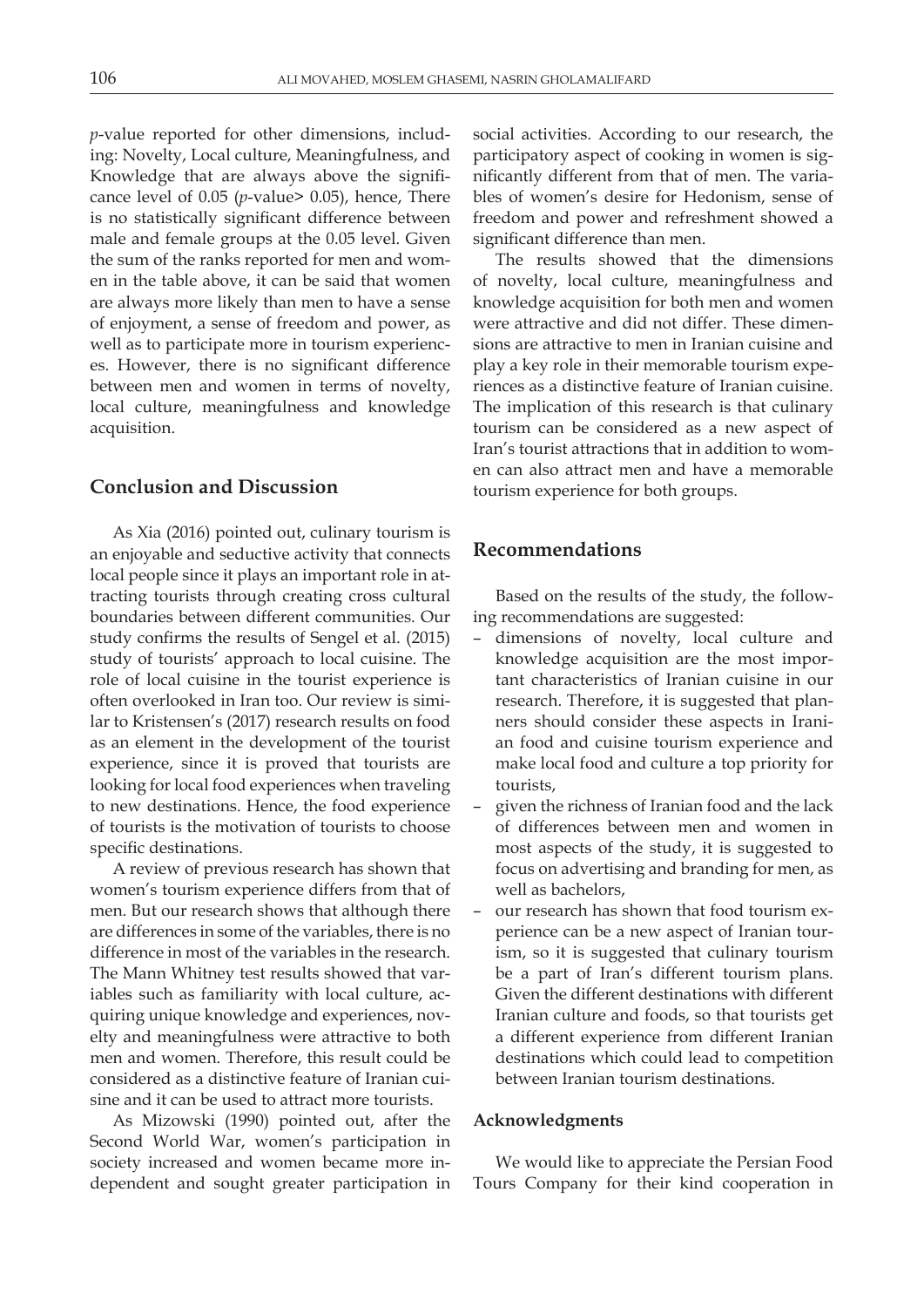*p*-value reported for other dimensions, including: Novelty, Local culture, Meaningfulness, and Knowledge that are always above the significance level of 0.05 (*p*-value> 0.05), hence, There is no statistically significant difference between male and female groups at the 0.05 level. Given the sum of the ranks reported for men and women in the table above, it can be said that women are always more likely than men to have a sense of enjoyment, a sense of freedom and power, as well as to participate more in tourism experiences. However, there is no significant difference between men and women in terms of novelty, local culture, meaningfulness and knowledge acquisition.

## Conclusion and Discussion

As Xia (2016) pointed out, culinary tourism is an enjoyable and seductive activity that connects local people since it plays an important role in attracting tourists through creating cross cultural boundaries between different communities. Our study confirms the results of Sengel et al. (2015) study of tourists' approach to local cuisine. The role of local cuisine in the tourist experience is often overlooked in Iran too. Our review is similar to Kristensen's (2017) research results on food as an element in the development of the tourist experience, since it is proved that tourists are looking for local food experiences when traveling to new destinations. Hence, the food experience of tourists is the motivation of tourists to choose specific destinations.

A review of previous research has shown that women's tourism experience differs from that of men. But our research shows that although there are differences in some of the variables, there is no difference in most of the variables in the research. The Mann Whitney test results showed that variables such as familiarity with local culture, acquiring unique knowledge and experiences, novelty and meaningfulness were attractive to both men and women. Therefore, this result could be considered as a distinctive feature of Iranian cuisine and it can be used to attract more tourists.

As Mizowski (1990) pointed out, after the Second World War, women's participation in society increased and women became more independent and sought greater participation in social activities. According to our research, the participatory aspect of cooking in women is significantly different from that of men. The variables of women's desire for Hedonism, sense of freedom and power and refreshment showed a significant difference than men.

The results showed that the dimensions of novelty, local culture, meaningfulness and knowledge acquisition for both men and women were attractive and did not differ. These dimensions are attractive to men in Iranian cuisine and play a key role in their memorable tourism experiences as a distinctive feature of Iranian cuisine. The implication of this research is that culinary tourism can be considered as a new aspect of Iran's tourist attractions that in addition to women can also attract men and have a memorable tourism experience for both groups.

## Recommendations

Based on the results of the study, the following recommendations are suggested:

- dimensions of novelty, local culture and knowledge acquisition are the most important characteristics of Iranian cuisine in our research. Therefore, it is suggested that planners should consider these aspects in Iranian food and cuisine tourism experience and make local food and culture a top priority for tourists,
- given the richness of Iranian food and the lack of differences between men and women in most aspects of the study, it is suggested to focus on advertising and branding for men, as well as bachelors,
- our research has shown that food tourism experience can be a new aspect of Iranian tourism, so it is suggested that culinary tourism be a part of Iran's different tourism plans. Given the different destinations with different Iranian culture and foods, so that tourists get a different experience from different Iranian destinations which could lead to competition between Iranian tourism destinations.

### Acknowledgments

We would like to appreciate the Persian Food Tours Company for their kind cooperation in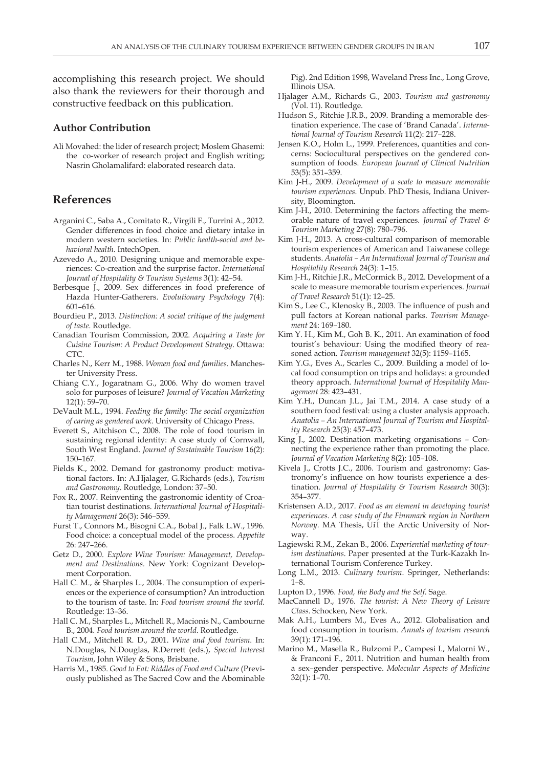accomplishing this research project. We should also thank the reviewers for their thorough and constructive feedback on this publication.

### Author Contribution

Ali Movahed: the lider of research project; Moslem Ghasemi: the co-worker of research project and English writing; Nasrin Gholamalifard: elaborated research data.

## References

Arganini C., Saba A., Comitato R., Virgili F., Turrini A., 2012. Gender differences in food choice and dietary intake in modern western societies. In: *Public health-social and behavioral health*. IntechOpen.

Azevedo A., 2010. Designing unique and memorable experiences: Co-creation and the surprise factor. *International Journal of Hospitality & Tourism Systems* 3(1): 42–54.

Berbesque J., 2009. Sex differences in food preference of Hazda Hunter-Gatherers. *Evolutionary Psychology* 7(4): 601–616.

Bourdieu P., 2013. *Distinction: A social critique of the judgment of taste*. Routledge.

Canadian Tourism Commission, 2002. *Acquiring a Taste for Cuisine Tourism: A Product Development Strategy*. Ottawa: CTC.

Charles N., Kerr M., 1988. *Women food and families*. Manchester University Press.

Chiang C.Y., Jogaratnam G., 2006. Why do women travel solo for purposes of leisure? *Journal of Vacation Marketing* 12(1): 59–70.

DeVault M.L., 1994. *Feeding the family: The social organization of caring as gendered work*. University of Chicago Press.

Everett S., Aitchison C., 2008. The role of food tourism in sustaining regional identity: A case study of Cornwall, South West England. *Journal of Sustainable Tourism* 16(2): 150–167.

Fields K., 2002. Demand for gastronomy product: motivational factors. In: A.Hjalager, G.Richards (eds.), *Tourism and Gastronomy*. Routledge, London: 37–50.

Fox R., 2007. Reinventing the gastronomic identity of Croatian tourist destinations. *International Journal of Hospitality Management* 26(3): 546–559.

Furst T., Connors M., Bisogni C.A., Bobal J., Falk L.W., 1996. Food choice: a conceptual model of the process. *Appetite* 26: 247–266.

Getz D., 2000. *Explore Wine Tourism: Management, Development and Destinations*. New York: Cognizant Development Corporation.

Hall C. M., & Sharples L., 2004. The consumption of experiences or the experience of consumption? An introduction to the tourism of taste. In: *Food tourism around the world*. Routledge: 13–36.

Hall C. M., Sharples L., Mitchell R., Macionis N., Cambourne B., 2004. *Food tourism around the world*. Routledge.

Hall C.M., Mitchell R. D., 2001. *Wine and food tourism*. In: N.Douglas, N.Douglas, R.Derrett (eds.), *Special Interest Tourism*, John Wiley & Sons, Brisbane.

Harris M., 1985. *Good to Eat: Riddles of Food and Culture* (Previously published as The Sacred Cow and the Abominable Pig). 2nd Edition 1998, Waveland Press Inc., Long Grove, Illinois USA.

Hjalager A.M., Richards G., 2003. *Tourism and gastronomy* (Vol. 11). Routledge.

Hudson S., Ritchie J.R.B., 2009. Branding a memorable destination experience. The case of 'Brand Canada'. *International Journal of Tourism Research* 11(2): 217–228.

Jensen K.O., Holm L., 1999. Preferences, quantities and concerns: Sociocultural perspectives on the gendered consumption of foods. *European Journal of Clinical Nutrition* 53(5): 351–359.

Kim J-H., 2009. *Development of a scale to measure memorable tourism experiences*. Unpub. PhD Thesis, Indiana University, Bloomington.

Kim J-H., 2010. Determining the factors affecting the memorable nature of travel experiences. *Journal of Travel & Tourism Marketing* 27(8): 780–796.

Kim J-H., 2013. A cross-cultural comparison of memorable tourism experiences of American and Taiwanese college students. *Anatolia – An International Journal of Tourism and Hospitality Research* 24(3): 1–15.

Kim J-H., Ritchie J.R., McCormick B., 2012. Development of a scale to measure memorable tourism experiences. *Journal of Travel Research* 51(1): 12–25.

Kim S., Lee C., Klenosky B., 2003. The influence of push and pull factors at Korean national parks. *Tourism Management* 24: 169–180.

Kim Y. H., Kim M., Goh B. K., 2011. An examination of food tourist's behaviour: Using the modified theory of reasoned action. *Tourism management* 32(5): 1159–1165.

Kim Y.G., Eves A., Scarles C., 2009. Building a model of local food consumption on trips and holidays: a grounded theory approach. *International Journal of Hospitality Management* 28: 423–431.

Kim Y.H., Duncan J.L., Jai T.M., 2014. A case study of a southern food festival: using a cluster analysis approach. *Anatolia – An International Journal of Tourism and Hospitality Research* 25(3): 457–473.

King J., 2002. Destination marketing organisations – Connecting the experience rather than promoting the place. *Journal of Vacation Marketing* 8(2): 105–108.

Kivela J., Crotts J.C., 2006. Tourism and gastronomy: Gastronomy's influence on how tourists experience a destination. *Journal of Hospitality & Tourism Research* 30(3): 354–377.

Kristensen A.D., 2017. *Food as an element in developing tourist experiences. A case study of the Finnmark region in Northern Norway*. MA Thesis, UiT the Arctic University of Norway.

Lagiewski R.M., Zekan B., 2006. *Experiential marketing of tourism destinations*. Paper presented at the Turk-Kazakh International Tourism Conference Turkey.

Long L.M., 2013. *Culinary tourism*. Springer, Netherlands: 1–8.

Lupton D., 1996. *Food, the Body and the Self*. Sage.

MacCannell D., 1976. *The tourist: A New Theory of Leisure Class*. Schocken, New York.

Mak A.H., Lumbers M., Eves A., 2012. Globalisation and food consumption in tourism. *Annals of tourism research* 39(1): 171–196.

Marino M., Masella R., Bulzomi P., Campesi I., Malorni W., & Franconi F., 2011. Nutrition and human health from a sex–gender perspective. *Molecular Aspects of Medicine* 32(1): 1–70.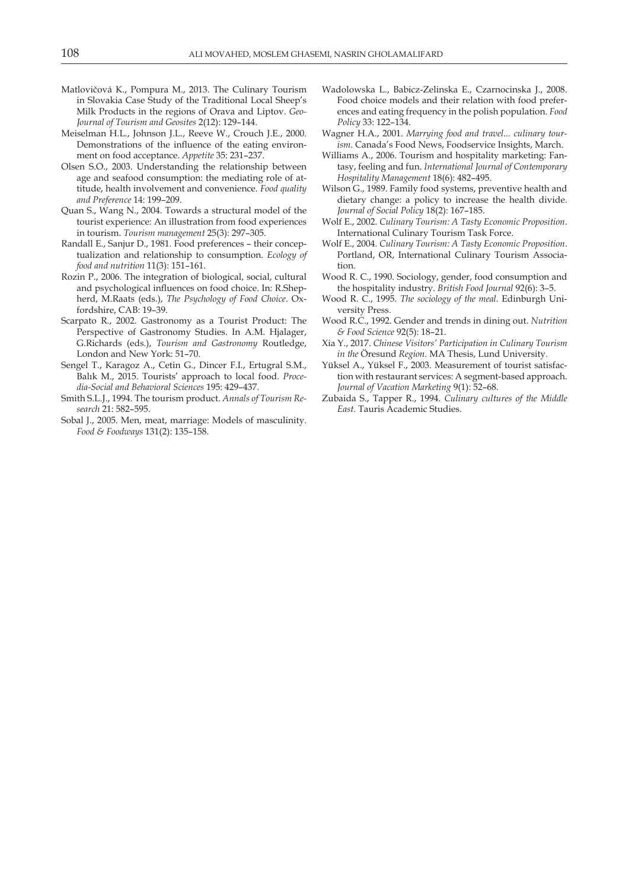Matlovičová K., Pompura M., 2013. The Culinary Tourism in Slovakia Case Study of the Traditional Local Sheep's Milk Products in the regions of Orava and Liptov. *GeoJournal of Tourism and Geosites* 2(12): 129–144.

Meiselman H.L., Johnson J.L., Reeve W., Crouch J.E., 2000. Demonstrations of the influence of the eating environment on food acceptance. *Appetite* 35: 231–237.

Olsen S.O., 2003. Understanding the relationship between age and seafood consumption: the mediating role of attitude, health involvement and convenience. *Food quality and Preference* 14: 199–209.

Quan S., Wang N., 2004. Towards a structural model of the tourist experience: An illustration from food experiences in tourism. *Tourism management* 25(3): 297–305.

Randall E., Sanjur D., 1981. Food preferences – their conceptualization and relationship to consumption. *Ecology of food and nutrition* 11(3): 151–161.

Rozin P., 2006. The integration of biological, social, cultural and psychological influences on food choice. In: R.Shepherd, M.Raats (eds.), *The Psychology of Food Choice*. Oxfordshire, CAB: 19–39.

Scarpato R., 2002. Gastronomy as a Tourist Product: The Perspective of Gastronomy Studies. In A.M. Hjalager, G.Richards (eds.), *Tourism and Gastronomy* Routledge, London and New York: 51–70.

Sengel T., Karagoz A., Cetin G., Dincer F.I., Ertugral S.M., Balık M., 2015. Tourists' approach to local food. *Procedia-Social and Behavioral Sciences* 195: 429–437.

Smith S.L.J., 1994. The tourism product. *Annals of Tourism Research* 21: 582–595.

Sobal J., 2005. Men, meat, marriage: Models of masculinity. *Food & Foodways* 131(2): 135–158.

Wadolowska L., Babicz-Zelinska E., Czarnocinska J., 2008. Food choice models and their relation with food preferences and eating frequency in the polish population. *Food Policy* 33: 122–134.

Wagner H.A., 2001. *Marrying food and travel... culinary tourism*. Canada's Food News, Foodservice Insights, March.

Williams A., 2006. Tourism and hospitality marketing: Fantasy, feeling and fun. *International Journal of Contemporary Hospitality Management* 18(6): 482–495.

Wilson G., 1989. Family food systems, preventive health and dietary change: a policy to increase the health divide. *Journal of Social Policy* 18(2): 167–185.

Wolf E., 2002. *Culinary Tourism: A Tasty Economic Proposition*. International Culinary Tourism Task Force.

Wolf E., 2004. *Culinary Tourism: A Tasty Economic Proposition*. Portland, OR, International Culinary Tourism Association.

Wood R. C., 1990. Sociology, gender, food consumption and the hospitality industry. *British Food Journal* 92(6): 3–5.

Wood R. C., 1995. *The sociology of the meal*. Edinburgh University Press.

Wood R.C., 1992. Gender and trends in dining out. *Nutrition & Food Science* 92(5): 18–21.

Xia Y., 2017. *Chinese Visitors' Participation in Culinary Tourism in the* Öresund *Region*. MA Thesis, Lund University.

Yüksel A., Yüksel F., 2003. Measurement of tourist satisfaction with restaurant services: A segment-based approach. *Journal of Vacation Marketing* 9(1): 52–68.

Zubaida S., Tapper R., 1994. *Culinary cultures of the Middle East*. Tauris Academic Studies.